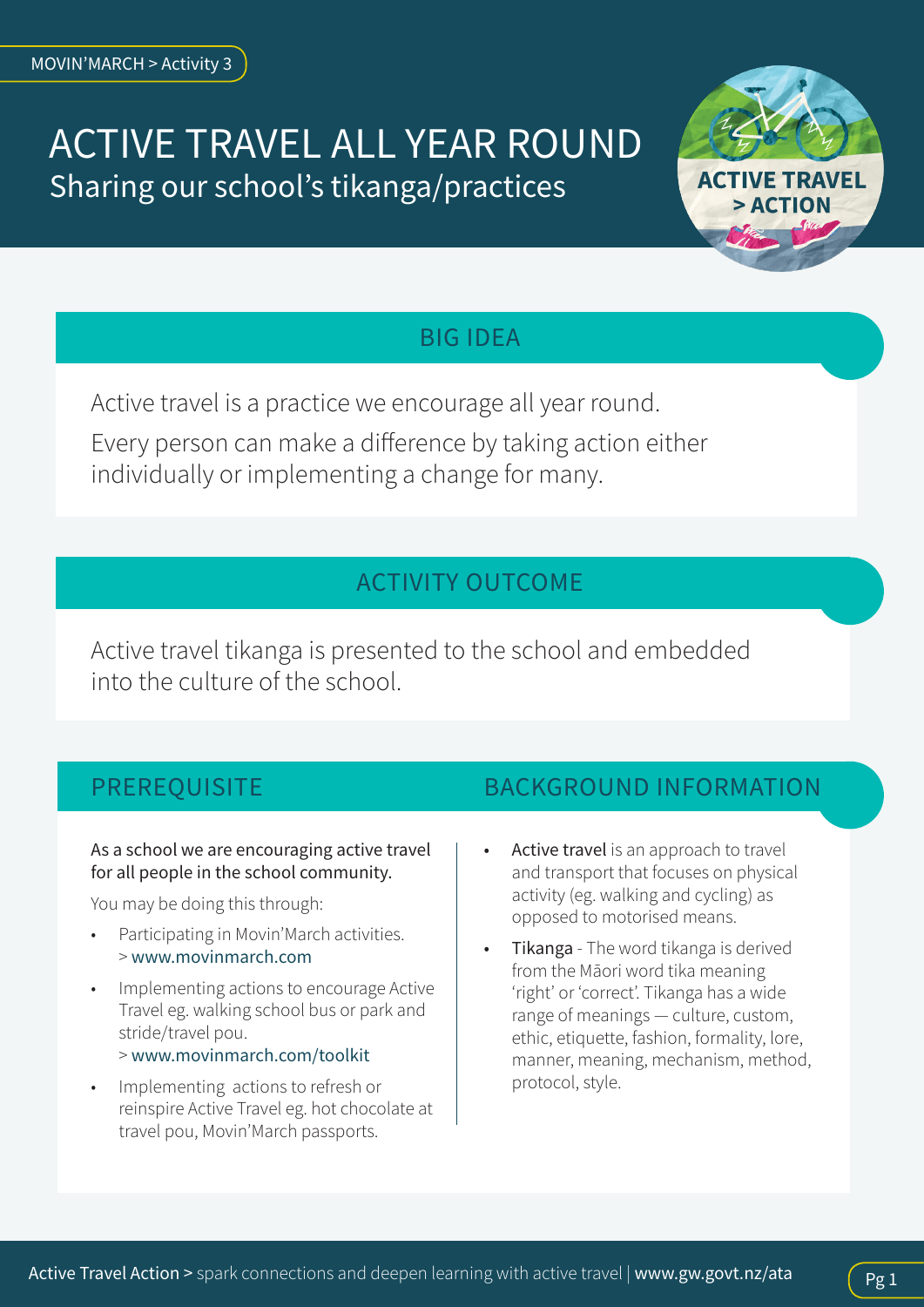MOVIN'MARCH > Activity 3

# ACTIVE TRAVEL ALL YEAR ROUND

## Sharing our school's tikanga/practices

ACTIVE TRAVEL > ACTION

## BIG IDEA

Active travel is a practice we encourage all year round.

Every person can make a difference by taking action either individually or implementing a change for many.

## ACTIVITY OUTCOME

Active travel tikanga is presented to the school and embedded into the culture of the school.

## PREREQUISITE

As a school we are encouraging active travel for all people in the school community.

You may be doing this through:

- Participating in Movin'March activities.
  > www.movinmarch.com
- Implementing actions to encourage Active Travel eg. walking school bus or park and stride/travel pou.
  > www.movinmarch.com/toolkit
- Implementing actions to refresh or reinspire Active Travel eg. hot chocolate at travel pou, Movin'March passports.

## BACKGROUND INFORMATION

- **Active travel** is an approach to travel and transport that focuses on physical activity (eg. walking and cycling) as opposed to motorised means.
- **Tikanga** - The word tikanga is derived from the Māori word tika meaning 'right' or 'correct'. Tikanga has a wide range of meanings — culture, custom, ethic, etiquette, fashion, formality, lore, manner, meaning, mechanism, method, protocol, style.

Active Travel Action > spark connections and deepen learning with active travel | www.gw.govt.nz/ata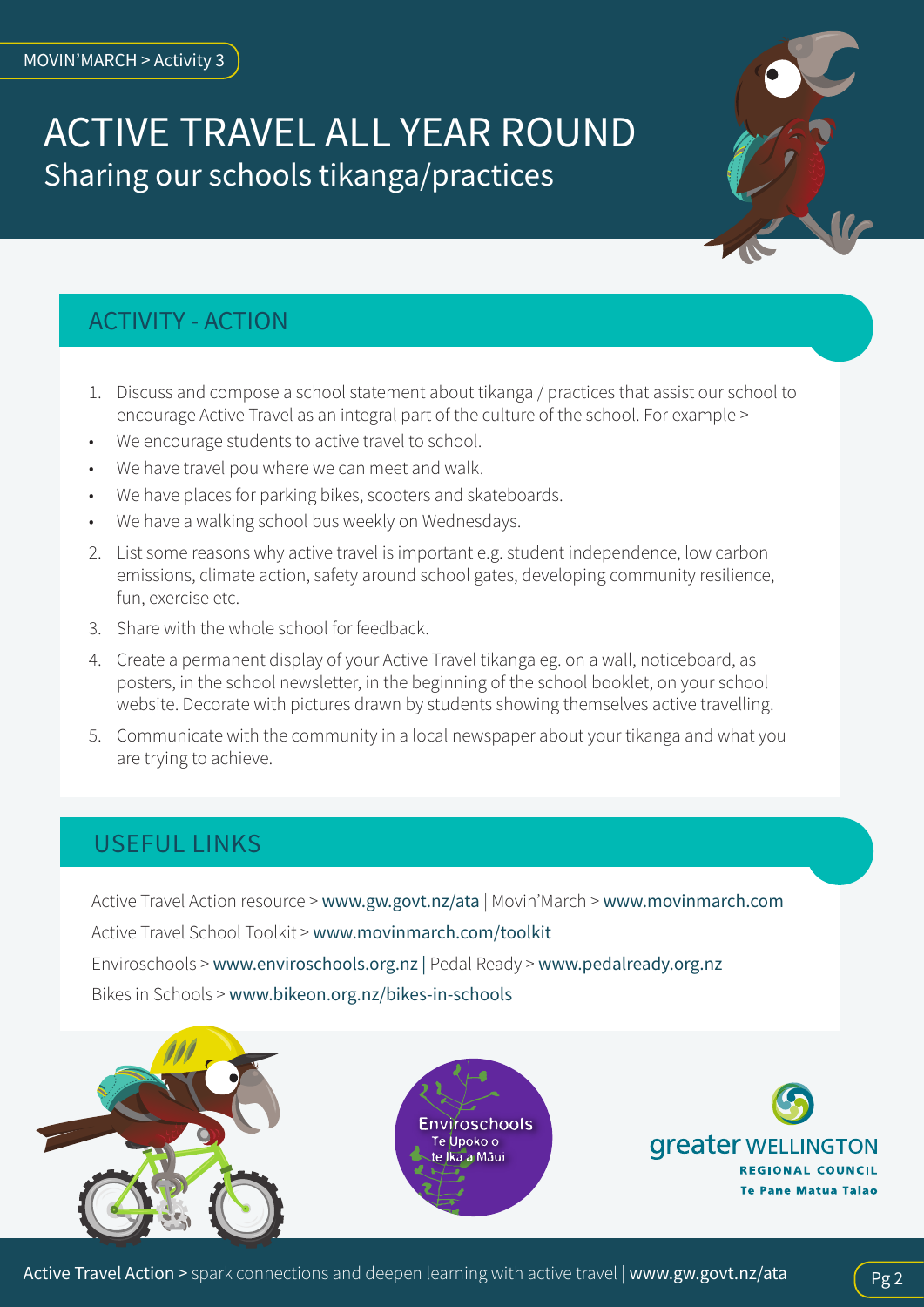MOVIN'MARCH > Activity 3

# ACTIVE TRAVEL ALL YEAR ROUND

## Sharing our schools tikanga/practices

## ACTIVITY - ACTION

1. Discuss and compose a school statement about tikanga / practices that assist our school to encourage Active Travel as an integral part of the culture of the school. For example >
   - We encourage students to active travel to school.
   - We have travel pou where we can meet and walk.
   - We have places for parking bikes, scooters and skateboards.
   - We have a walking school bus weekly on Wednesdays.
2. List some reasons why active travel is important e.g. student independence, low carbon emissions, climate action, safety around school gates, developing community resilience, fun, exercise etc.
3. Share with the whole school for feedback.
4. Create a permanent display of your Active Travel tikanga eg. on a wall, noticeboard, as posters, in the school newsletter, in the beginning of the school booklet, on your school website. Decorate with pictures drawn by students showing themselves active travelling.
5. Communicate with the community in a local newspaper about your tikanga and what you are trying to achieve.

## USEFUL LINKS

Active Travel Action resource > www.gw.govt.nz/ata | Movin'March > www.movinmarch.com

Active Travel School Toolkit > www.movinmarch.com/toolkit

Enviroschools > www.enviroschools.org.nz | Pedal Ready > www.pedalready.org.nz

Bikes in Schools > www.bikeon.org.nz/bikes-in-schools

Enviroschools Te Upoko o te Ika a Māui

greater WELLINGTON REGIONAL COUNCIL Te Pane Matua Taiao

Active Travel Action > spark connections and deepen learning with active travel | www.gw.govt.nz/ata